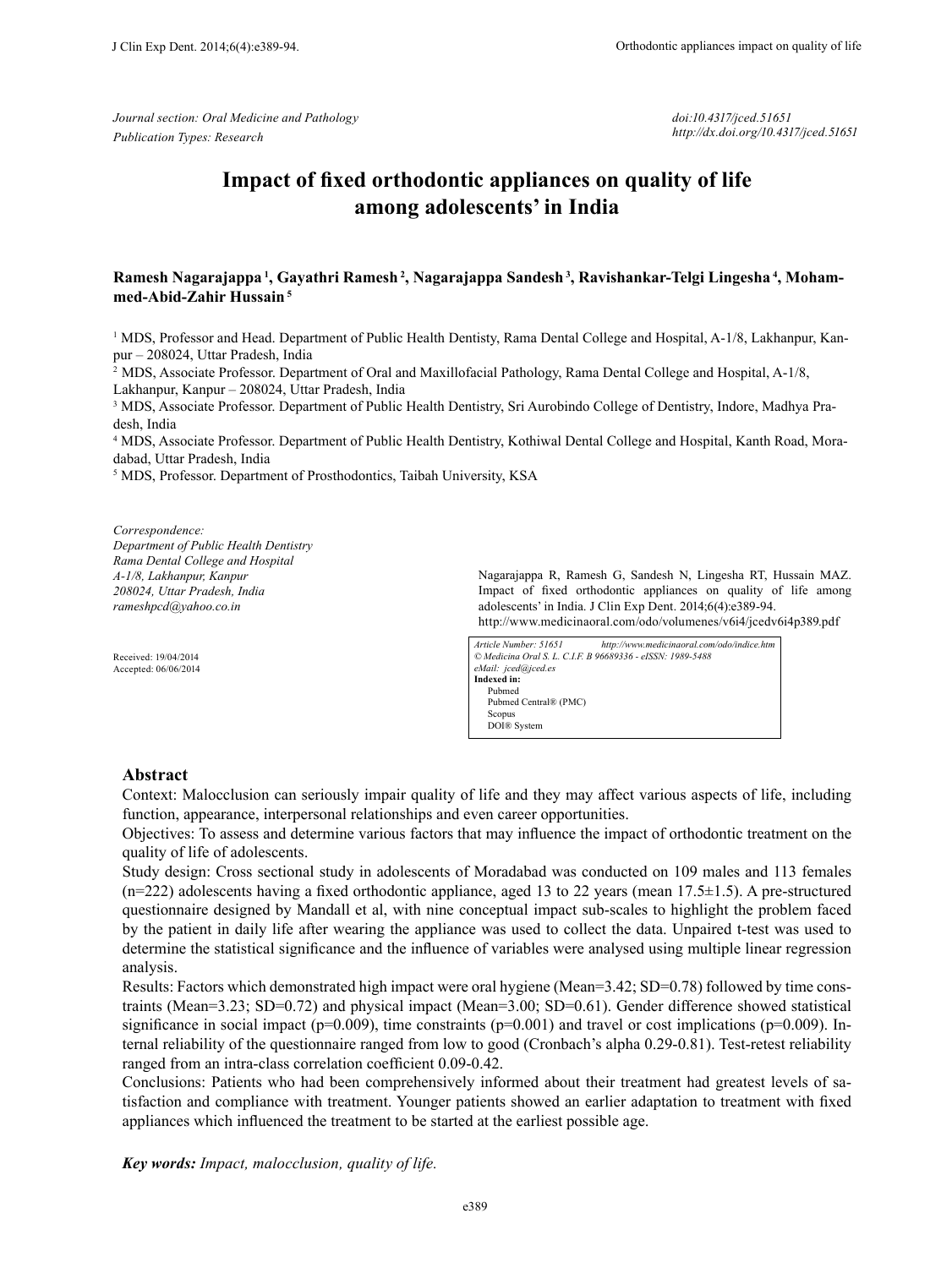*Journal section: Oral Medicine and Pathology*
*Publication Types: Research*

*doi:10.4317/jced.51651*
*http://dx.doi.org/10.4317/jced.51651*

# Impact of fixed orthodontic appliances on quality of life among adolescents' in India

**Ramesh Nagarajappa [1], Gayathri Ramesh [2], Nagarajappa Sandesh [3], Ravishankar-Telgi Lingesha [4], Mohammed-Abid-Zahir Hussain [5]**

[1] MDS, Professor and Head. Department of Public Health Dentisty, Rama Dental College and Hospital, A-1/8, Lakhanpur, Kanpur – 208024, Uttar Pradesh, India
[2] MDS, Associate Professor. Department of Oral and Maxillofacial Pathology, Rama Dental College and Hospital, A-1/8, Lakhanpur, Kanpur – 208024, Uttar Pradesh, India
[3] MDS, Associate Professor. Department of Public Health Dentistry, Sri Aurobindo College of Dentistry, Indore, Madhya Pradesh, India
[4] MDS, Associate Professor. Department of Public Health Dentistry, Kothiwal Dental College and Hospital, Kanth Road, Moradabad, Uttar Pradesh, India
[5] MDS, Professor. Department of Prosthodontics, Taibah University, KSA

*Correspondence:*
*Department of Public Health Dentistry*
*Rama Dental College and Hospital*
*A-1/8, Lakhanpur, Kanpur*
*208024, Uttar Pradesh, India*
*rameshpcd@yahoo.co.in*

Received: 19/04/2014
Accepted: 06/06/2014

Nagarajappa R, Ramesh G, Sandesh N, Lingesha RT, Hussain MAZ. Impact of fixed orthodontic appliances on quality of life among adolescents' in India. J Clin Exp Dent. 2014;6(4):e389-94.
http://www.medicinaoral.com/odo/volumenes/v6i4/jcedv6i4p389.pdf

*Article Number: 51651 http://www.medicinaoral.com/odo/indice.htm*
*© Medicina Oral S. L. C.I.F. B 96689336 - eISSN: 1989-5488*
*eMail: jced@jced.es*
**Indexed in:**
Pubmed
Pubmed Central® (PMC)
Scopus
DOI® System

## Abstract

Context: Malocclusion can seriously impair quality of life and they may affect various aspects of life, including function, appearance, interpersonal relationships and even career opportunities.

Objectives: To assess and determine various factors that may influence the impact of orthodontic treatment on the quality of life of adolescents.

Study design: Cross sectional study in adolescents of Moradabad was conducted on 109 males and 113 females (n=222) adolescents having a fixed orthodontic appliance, aged 13 to 22 years (mean 17.5±1.5). A pre-structured questionnaire designed by Mandall et al, with nine conceptual impact sub-scales to highlight the problem faced by the patient in daily life after wearing the appliance was used to collect the data. Unpaired t-test was used to determine the statistical significance and the influence of variables were analysed using multiple linear regression analysis.

Results: Factors which demonstrated high impact were oral hygiene (Mean=3.42; SD=0.78) followed by time constraints (Mean=3.23; SD=0.72) and physical impact (Mean=3.00; SD=0.61). Gender difference showed statistical significance in social impact (p=0.009), time constraints (p=0.001) and travel or cost implications (p=0.009). Internal reliability of the questionnaire ranged from low to good (Cronbach's alpha 0.29-0.81). Test-retest reliability ranged from an intra-class correlation coefficient 0.09-0.42.

Conclusions: Patients who had been comprehensively informed about their treatment had greatest levels of satisfaction and compliance with treatment. Younger patients showed an earlier adaptation to treatment with fixed appliances which influenced the treatment to be started at the earliest possible age.

***Key words:** Impact, malocclusion, quality of life.*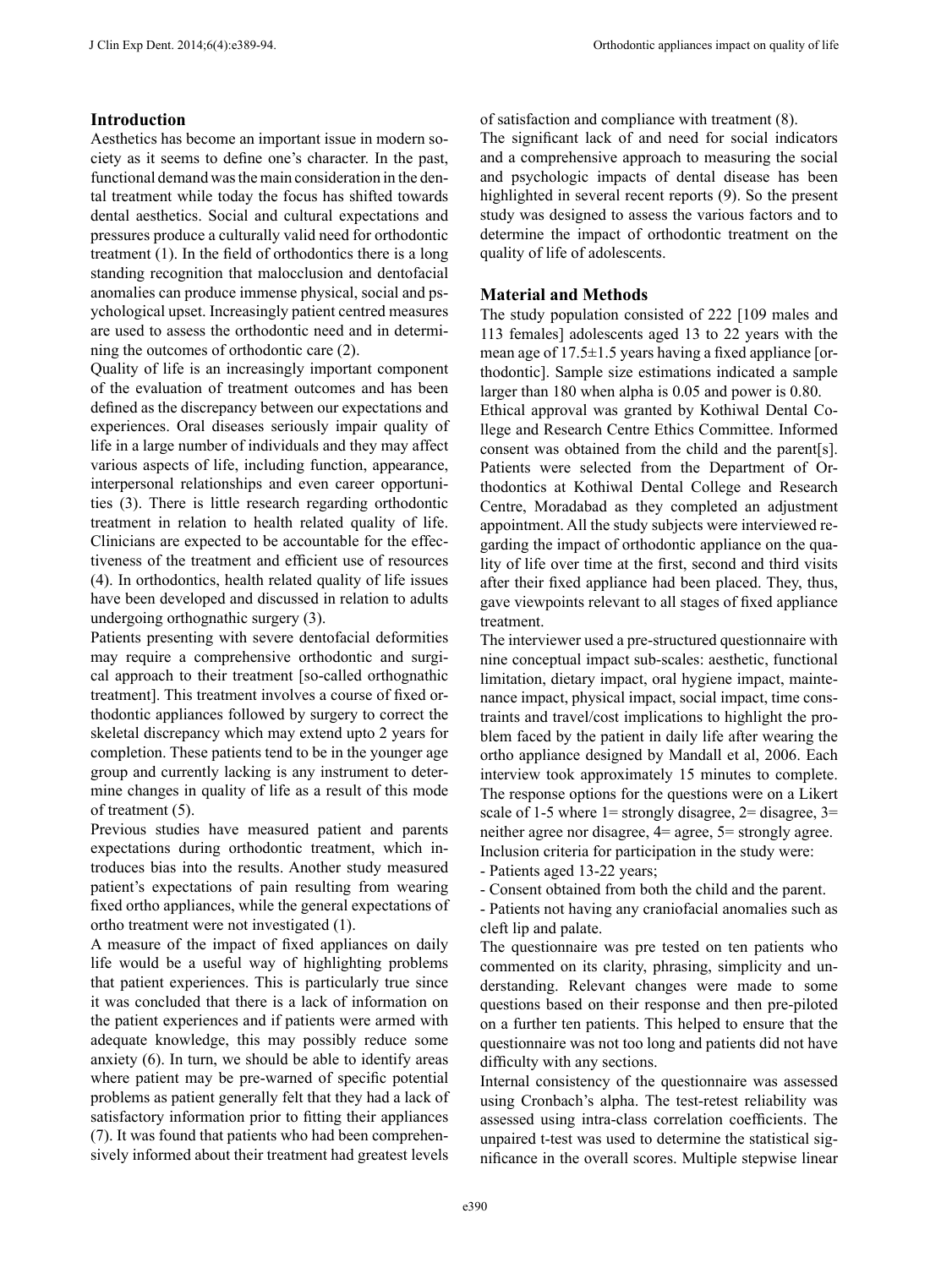## Introduction

Aesthetics has become an important issue in modern society as it seems to define one's character. In the past, functional demand was the main consideration in the dental treatment while today the focus has shifted towards dental aesthetics. Social and cultural expectations and pressures produce a culturally valid need for orthodontic treatment (1). In the field of orthodontics there is a long standing recognition that malocclusion and dentofacial anomalies can produce immense physical, social and psychological upset. Increasingly patient centred measures are used to assess the orthodontic need and in determining the outcomes of orthodontic care (2).

Quality of life is an increasingly important component of the evaluation of treatment outcomes and has been defined as the discrepancy between our expectations and experiences. Oral diseases seriously impair quality of life in a large number of individuals and they may affect various aspects of life, including function, appearance, interpersonal relationships and even career opportunities (3). There is little research regarding orthodontic treatment in relation to health related quality of life. Clinicians are expected to be accountable for the effectiveness of the treatment and efficient use of resources (4). In orthodontics, health related quality of life issues have been developed and discussed in relation to adults undergoing orthognathic surgery (3).

Patients presenting with severe dentofacial deformities may require a comprehensive orthodontic and surgical approach to their treatment [so-called orthognathic treatment]. This treatment involves a course of fixed orthodontic appliances followed by surgery to correct the skeletal discrepancy which may extend upto 2 years for completion. These patients tend to be in the younger age group and currently lacking is any instrument to determine changes in quality of life as a result of this mode of treatment (5).

Previous studies have measured patient and parents expectations during orthodontic treatment, which introduces bias into the results. Another study measured patient's expectations of pain resulting from wearing fixed ortho appliances, while the general expectations of ortho treatment were not investigated (1).

A measure of the impact of fixed appliances on daily life would be a useful way of highlighting problems that patient experiences. This is particularly true since it was concluded that there is a lack of information on the patient experiences and if patients were armed with adequate knowledge, this may possibly reduce some anxiety (6). In turn, we should be able to identify areas where patient may be pre-warned of specific potential problems as patient generally felt that they had a lack of satisfactory information prior to fitting their appliances (7). It was found that patients who had been comprehensively informed about their treatment had greatest levels of satisfaction and compliance with treatment (8).

The significant lack of and need for social indicators and a comprehensive approach to measuring the social and psychologic impacts of dental disease has been highlighted in several recent reports (9). So the present study was designed to assess the various factors and to determine the impact of orthodontic treatment on the quality of life of adolescents.

## Material and Methods

The study population consisted of 222 [109 males and 113 females] adolescents aged 13 to 22 years with the mean age of 17.5±1.5 years having a fixed appliance [orthodontic]. Sample size estimations indicated a sample larger than 180 when alpha is 0.05 and power is 0.80.

Ethical approval was granted by Kothiwal Dental College and Research Centre Ethics Committee. Informed consent was obtained from the child and the parent[s]. Patients were selected from the Department of Orthodontics at Kothiwal Dental College and Research Centre, Moradabad as they completed an adjustment appointment. All the study subjects were interviewed regarding the impact of orthodontic appliance on the quality of life over time at the first, second and third visits after their fixed appliance had been placed. They, thus, gave viewpoints relevant to all stages of fixed appliance treatment.

The interviewer used a pre-structured questionnaire with nine conceptual impact sub-scales: aesthetic, functional limitation, dietary impact, oral hygiene impact, maintenance impact, physical impact, social impact, time constraints and travel/cost implications to highlight the problem faced by the patient in daily life after wearing the ortho appliance designed by Mandall et al, 2006. Each interview took approximately 15 minutes to complete. The response options for the questions were on a Likert scale of 1-5 where 1= strongly disagree, 2= disagree, 3= neither agree nor disagree, 4= agree, 5= strongly agree.

Inclusion criteria for participation in the study were:

- Patients aged 13-22 years;
- Consent obtained from both the child and the parent.
- Patients not having any craniofacial anomalies such as cleft lip and palate.

The questionnaire was pre tested on ten patients who commented on its clarity, phrasing, simplicity and understanding. Relevant changes were made to some questions based on their response and then pre-piloted on a further ten patients. This helped to ensure that the questionnaire was not too long and patients did not have difficulty with any sections.

Internal consistency of the questionnaire was assessed using Cronbach's alpha. The test-retest reliability was assessed using intra-class correlation coefficients. The unpaired t-test was used to determine the statistical significance in the overall scores. Multiple stepwise linear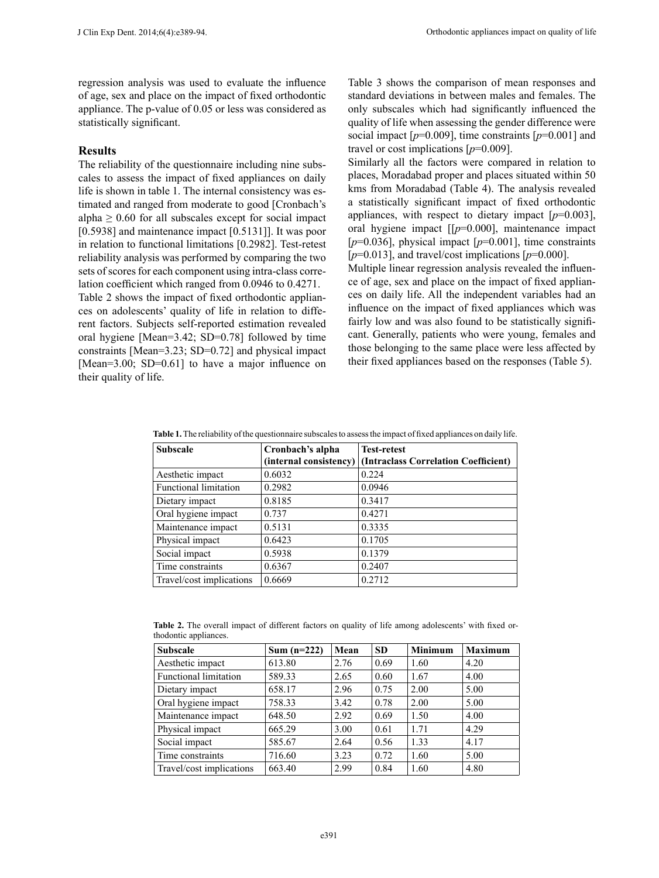regression analysis was used to evaluate the influence of age, sex and place on the impact of fixed orthodontic appliance. The p-value of 0.05 or less was considered as statistically significant.

## Results

The reliability of the questionnaire including nine subscales to assess the impact of fixed appliances on daily life is shown in table 1. The internal consistency was estimated and ranged from moderate to good [Cronbach's alpha $\geq$ 0.60 for all subscales except for social impact [0.5938] and maintenance impact [0.5131]]. It was poor in relation to functional limitations [0.2982]. Test-retest reliability analysis was performed by comparing the two sets of scores for each component using intra-class correlation coefficient which ranged from 0.0946 to 0.4271.

Table 2 shows the impact of fixed orthodontic appliances on adolescents' quality of life in relation to different factors. Subjects self-reported estimation revealed oral hygiene [Mean=3.42; SD=0.78] followed by time constraints [Mean=3.23; SD=0.72] and physical impact [Mean=3.00; SD=0.61] to have a major influence on their quality of life.

Table 3 shows the comparison of mean responses and standard deviations in between males and females. The only subscales which had significantly influenced the quality of life when assessing the gender difference were social impact [*p*=0.009], time constraints [*p*=0.001] and travel or cost implications [*p*=0.009].

Similarly all the factors were compared in relation to places, Moradabad proper and places situated within 50 kms from Moradabad (Table 4). The analysis revealed a statistically significant impact of fixed orthodontic appliances, with respect to dietary impact [*p*=0.003], oral hygiene impact [[*p*=0.000], maintenance impact [*p*=0.036], physical impact [*p*=0.001], time constraints [*p*=0.013], and travel/cost implications [*p*=0.000].

Multiple linear regression analysis revealed the influence of age, sex and place on the impact of fixed appliances on daily life. All the independent variables had an influence on the impact of fixed appliances which was fairly low and was also found to be statistically significant. Generally, patients who were young, females and those belonging to the same place were less affected by their fixed appliances based on the responses (Table 5).

**Table 1.** The reliability of the questionnaire subscales to assess the impact of fixed appliances on daily life.

| Subscale | Cronbach's alpha (internal consistency) | Test-retest (Intraclass Correlation Coefficient) |
|---|---|---|
| Aesthetic impact | 0.6032 | 0.224 |
| Functional limitation | 0.2982 | 0.0946 |
| Dietary impact | 0.8185 | 0.3417 |
| Oral hygiene impact | 0.737 | 0.4271 |
| Maintenance impact | 0.5131 | 0.3335 |
| Physical impact | 0.6423 | 0.1705 |
| Social impact | 0.5938 | 0.1379 |
| Time constraints | 0.6367 | 0.2407 |
| Travel/cost implications | 0.6669 | 0.2712 |

**Table 2.** The overall impact of different factors on quality of life among adolescents' with fixed orthodontic appliances.

| Subscale | Sum (n=222) | Mean | SD | Minimum | Maximum |
|---|---|---|---|---|---|
| Aesthetic impact | 613.80 | 2.76 | 0.69 | 1.60 | 4.20 |
| Functional limitation | 589.33 | 2.65 | 0.60 | 1.67 | 4.00 |
| Dietary impact | 658.17 | 2.96 | 0.75 | 2.00 | 5.00 |
| Oral hygiene impact | 758.33 | 3.42 | 0.78 | 2.00 | 5.00 |
| Maintenance impact | 648.50 | 2.92 | 0.69 | 1.50 | 4.00 |
| Physical impact | 665.29 | 3.00 | 0.61 | 1.71 | 4.29 |
| Social impact | 585.67 | 2.64 | 0.56 | 1.33 | 4.17 |
| Time constraints | 716.60 | 3.23 | 0.72 | 1.60 | 5.00 |
| Travel/cost implications | 663.40 | 2.99 | 0.84 | 1.60 | 4.80 |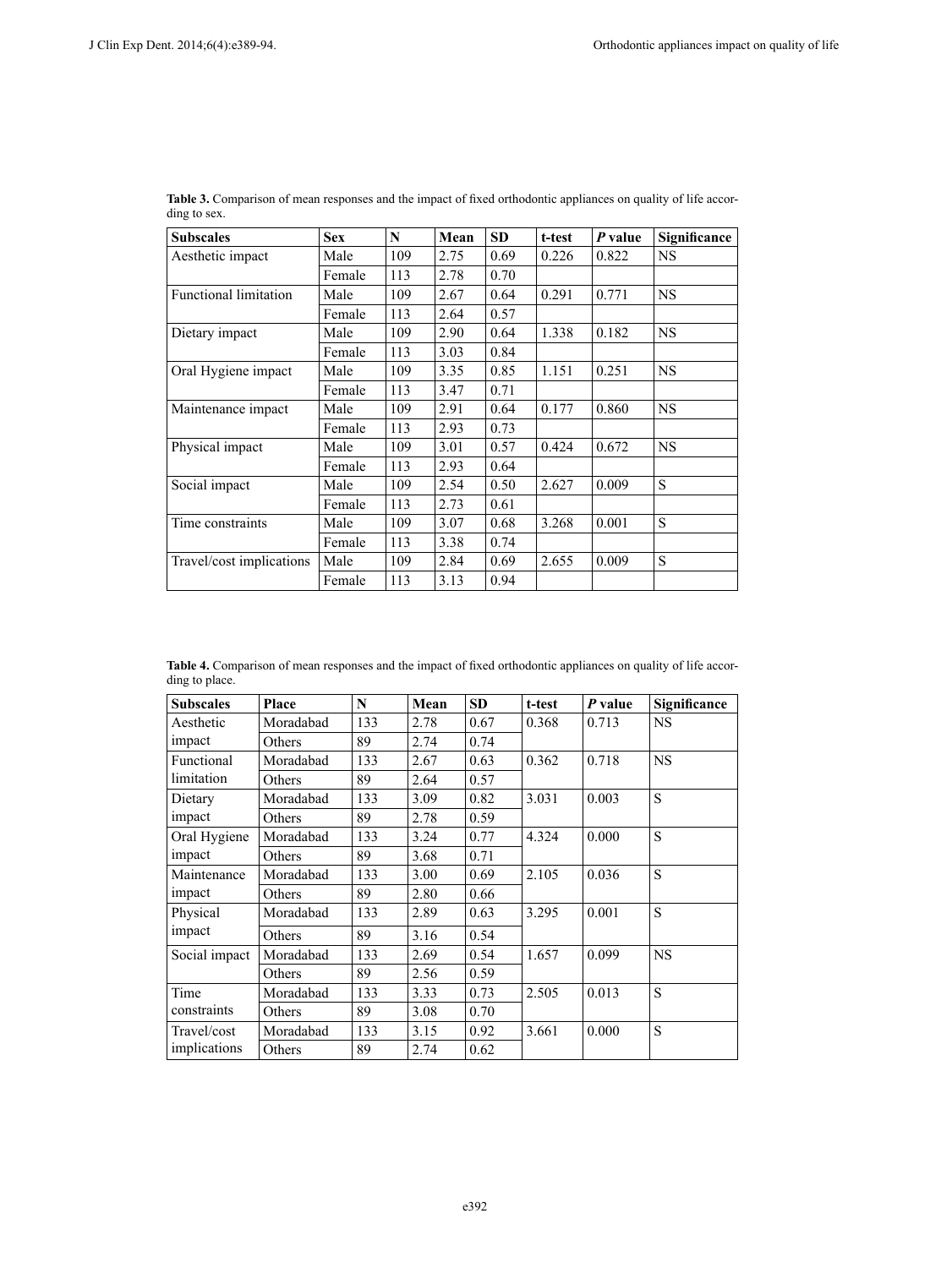**Table 3.** Comparison of mean responses and the impact of fixed orthodontic appliances on quality of life according to sex.

| Subscales | Sex | N | Mean | SD | t-test | *P* value | Significance |
|---|---|---|---|---|---|---|---|
| Aesthetic impact | Male | 109 | 2.75 | 0.69 | 0.226 | 0.822 | NS |
| | Female | 113 | 2.78 | 0.70 | | | |
| Functional limitation | Male | 109 | 2.67 | 0.64 | 0.291 | 0.771 | NS |
| | Female | 113 | 2.64 | 0.57 | | | |
| Dietary impact | Male | 109 | 2.90 | 0.64 | 1.338 | 0.182 | NS |
| | Female | 113 | 3.03 | 0.84 | | | |
| Oral Hygiene impact | Male | 109 | 3.35 | 0.85 | 1.151 | 0.251 | NS |
| | Female | 113 | 3.47 | 0.71 | | | |
| Maintenance impact | Male | 109 | 2.91 | 0.64 | 0.177 | 0.860 | NS |
| | Female | 113 | 2.93 | 0.73 | | | |
| Physical impact | Male | 109 | 3.01 | 0.57 | 0.424 | 0.672 | NS |
| | Female | 113 | 2.93 | 0.64 | | | |
| Social impact | Male | 109 | 2.54 | 0.50 | 2.627 | 0.009 | S |
| | Female | 113 | 2.73 | 0.61 | | | |
| Time constraints | Male | 109 | 3.07 | 0.68 | 3.268 | 0.001 | S |
| | Female | 113 | 3.38 | 0.74 | | | |
| Travel/cost implications | Male | 109 | 2.84 | 0.69 | 2.655 | 0.009 | S |
| | Female | 113 | 3.13 | 0.94 | | | |

**Table 4.** Comparison of mean responses and the impact of fixed orthodontic appliances on quality of life according to place.

| Subscales | Place | N | Mean | SD | t-test | *P* value | Significance |
|---|---|---|---|---|---|---|---|
| Aesthetic impact | Moradabad | 133 | 2.78 | 0.67 | 0.368 | 0.713 | NS |
| | Others | 89 | 2.74 | 0.74 | | | |
| Functional limitation | Moradabad | 133 | 2.67 | 0.63 | 0.362 | 0.718 | NS |
| | Others | 89 | 2.64 | 0.57 | | | |
| Dietary impact | Moradabad | 133 | 3.09 | 0.82 | 3.031 | 0.003 | S |
| | Others | 89 | 2.78 | 0.59 | | | |
| Oral Hygiene impact | Moradabad | 133 | 3.24 | 0.77 | 4.324 | 0.000 | S |
| | Others | 89 | 3.68 | 0.71 | | | |
| Maintenance impact | Moradabad | 133 | 3.00 | 0.69 | 2.105 | 0.036 | S |
| | Others | 89 | 2.80 | 0.66 | | | |
| Physical impact | Moradabad | 133 | 2.89 | 0.63 | 3.295 | 0.001 | S |
| | Others | 89 | 3.16 | 0.54 | | | |
| Social impact | Moradabad | 133 | 2.69 | 0.54 | 1.657 | 0.099 | NS |
| | Others | 89 | 2.56 | 0.59 | | | |
| Time constraints | Moradabad | 133 | 3.33 | 0.73 | 2.505 | 0.013 | S |
| | Others | 89 | 3.08 | 0.70 | | | |
| Travel/cost implications | Moradabad | 133 | 3.15 | 0.92 | 3.661 | 0.000 | S |
| | Others | 89 | 2.74 | 0.62 | | | |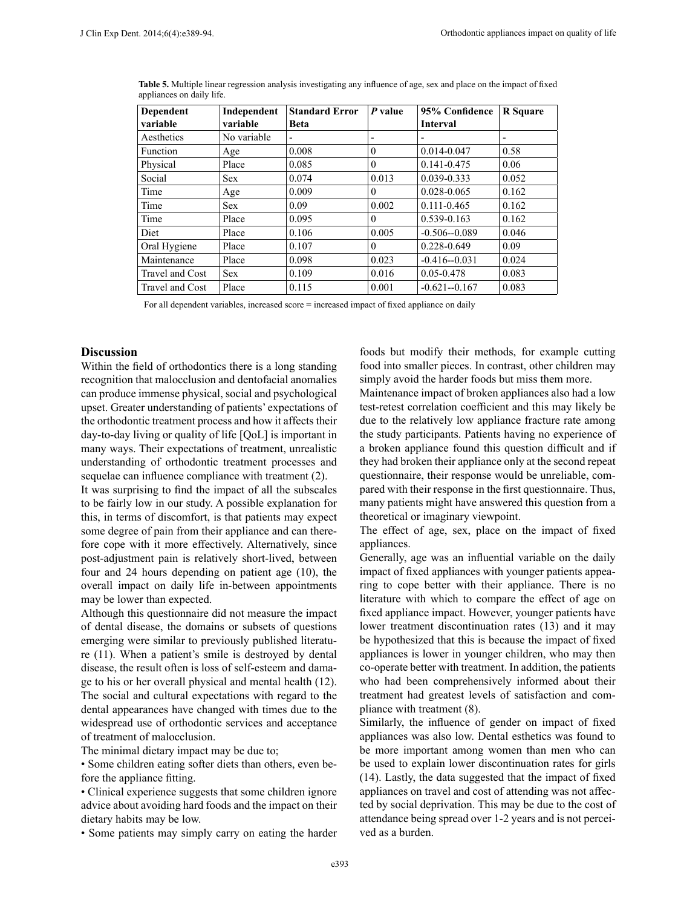**Table 5.** Multiple linear regression analysis investigating any influence of age, sex and place on the impact of fixed appliances on daily life.

| Dependent variable | Independent variable | Standard Error Beta | *P* value | 95% Confidence Interval | R Square |
|---|---|---|---|---|---|
| Aesthetics | No variable | - | - | - | - |
| Function | Age | 0.008 | 0 | 0.014-0.047 | 0.58 |
| Physical | Place | 0.085 | 0 | 0.141-0.475 | 0.06 |
| Social | Sex | 0.074 | 0.013 | 0.039-0.333 | 0.052 |
| Time | Age | 0.009 | 0 | 0.028-0.065 | 0.162 |
| Time | Sex | 0.09 | 0.002 | 0.111-0.465 | 0.162 |
| Time | Place | 0.095 | 0 | 0.539-0.163 | 0.162 |
| Diet | Place | 0.106 | 0.005 | -0.506--0.089 | 0.046 |
| Oral Hygiene | Place | 0.107 | 0 | 0.228-0.649 | 0.09 |
| Maintenance | Place | 0.098 | 0.023 | -0.416--0.031 | 0.024 |
| Travel and Cost | Sex | 0.109 | 0.016 | 0.05-0.478 | 0.083 |
| Travel and Cost | Place | 0.115 | 0.001 | -0.621--0.167 | 0.083 |

For all dependent variables, increased score = increased impact of fixed appliance on daily

## Discussion

Within the field of orthodontics there is a long standing recognition that malocclusion and dentofacial anomalies can produce immense physical, social and psychological upset. Greater understanding of patients' expectations of the orthodontic treatment process and how it affects their day-to-day living or quality of life [QoL] is important in many ways. Their expectations of treatment, unrealistic understanding of orthodontic treatment processes and sequelae can influence compliance with treatment (2).

It was surprising to find the impact of all the subscales to be fairly low in our study. A possible explanation for this, in terms of discomfort, is that patients may expect some degree of pain from their appliance and can therefore cope with it more effectively. Alternatively, since post-adjustment pain is relatively short-lived, between four and 24 hours depending on patient age (10), the overall impact on daily life in-between appointments may be lower than expected.

Although this questionnaire did not measure the impact of dental disease, the domains or subsets of questions emerging were similar to previously published literature (11). When a patient's smile is destroyed by dental disease, the result often is loss of self-esteem and damage to his or her overall physical and mental health (12). The social and cultural expectations with regard to the dental appearances have changed with times due to the widespread use of orthodontic services and acceptance of treatment of malocclusion.

The minimal dietary impact may be due to;

- Some children eating softer diets than others, even before the appliance fitting.
- Clinical experience suggests that some children ignore advice about avoiding hard foods and the impact on their dietary habits may be low.
- Some patients may simply carry on eating the harder foods but modify their methods, for example cutting food into smaller pieces. In contrast, other children may simply avoid the harder foods but miss them more.

Maintenance impact of broken appliances also had a low test-retest correlation coefficient and this may likely be due to the relatively low appliance fracture rate among the study participants. Patients having no experience of a broken appliance found this question difficult and if they had broken their appliance only at the second repeat questionnaire, their response would be unreliable, compared with their response in the first questionnaire. Thus, many patients might have answered this question from a theoretical or imaginary viewpoint.

The effect of age, sex, place on the impact of fixed appliances.

Generally, age was an influential variable on the daily impact of fixed appliances with younger patients appearing to cope better with their appliance. There is no literature with which to compare the effect of age on fixed appliance impact. However, younger patients have lower treatment discontinuation rates (13) and it may be hypothesized that this is because the impact of fixed appliances is lower in younger children, who may then co-operate better with treatment. In addition, the patients who had been comprehensively informed about their treatment had greatest levels of satisfaction and compliance with treatment (8).

Similarly, the influence of gender on impact of fixed appliances was also low. Dental esthetics was found to be more important among women than men who can be used to explain lower discontinuation rates for girls (14). Lastly, the data suggested that the impact of fixed appliances on travel and cost of attending was not affected by social deprivation. This may be due to the cost of attendance being spread over 1-2 years and is not perceived as a burden.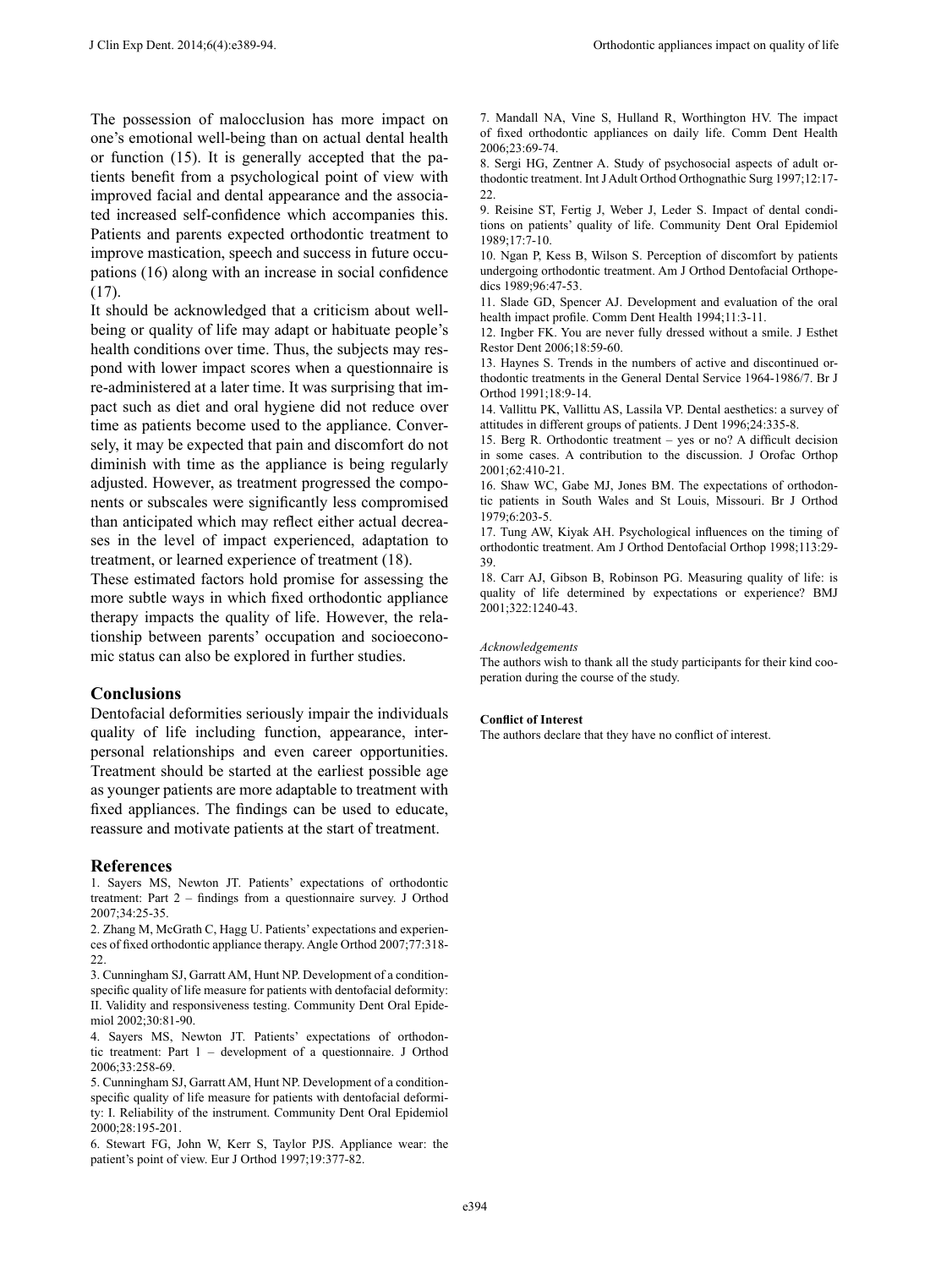The possession of malocclusion has more impact on one's emotional well-being than on actual dental health or function (15). It is generally accepted that the patients benefit from a psychological point of view with improved facial and dental appearance and the associated increased self-confidence which accompanies this. Patients and parents expected orthodontic treatment to improve mastication, speech and success in future occupations (16) along with an increase in social confidence (17).

It should be acknowledged that a criticism about well-being or quality of life may adapt or habituate people's health conditions over time. Thus, the subjects may respond with lower impact scores when a questionnaire is re-administered at a later time. It was surprising that impact such as diet and oral hygiene did not reduce over time as patients become used to the appliance. Conversely, it may be expected that pain and discomfort do not diminish with time as the appliance is being regularly adjusted. However, as treatment progressed the components or subscales were significantly less compromised than anticipated which may reflect either actual decreases in the level of impact experienced, adaptation to treatment, or learned experience of treatment (18).

These estimated factors hold promise for assessing the more subtle ways in which fixed orthodontic appliance therapy impacts the quality of life. However, the relationship between parents' occupation and socioeconomic status can also be explored in further studies.

## Conclusions

Dentofacial deformities seriously impair the individuals quality of life including function, appearance, interpersonal relationships and even career opportunities. Treatment should be started at the earliest possible age as younger patients are more adaptable to treatment with fixed appliances. The findings can be used to educate, reassure and motivate patients at the start of treatment.

## References

1. Sayers MS, Newton JT. Patients' expectations of orthodontic treatment: Part 2 – findings from a questionnaire survey. J Orthod 2007;34:25-35.
2. Zhang M, McGrath C, Hagg U. Patients' expectations and experiences of fixed orthodontic appliance therapy. Angle Orthod 2007;77:318-22.
3. Cunningham SJ, Garratt AM, Hunt NP. Development of a condition-specific quality of life measure for patients with dentofacial deformity: II. Validity and responsiveness testing. Community Dent Oral Epidemiol 2002;30:81-90.
4. Sayers MS, Newton JT. Patients' expectations of orthodontic treatment: Part 1 – development of a questionnaire. J Orthod 2006;33:258-69.
5. Cunningham SJ, Garratt AM, Hunt NP. Development of a condition-specific quality of life measure for patients with dentofacial deformity: I. Reliability of the instrument. Community Dent Oral Epidemiol 2000;28:195-201.
6. Stewart FG, John W, Kerr S, Taylor PJS. Appliance wear: the patient's point of view. Eur J Orthod 1997;19:377-82.
7. Mandall NA, Vine S, Hulland R, Worthington HV. The impact of fixed orthodontic appliances on daily life. Comm Dent Health 2006;23:69-74.
8. Sergi HG, Zentner A. Study of psychosocial aspects of adult orthodontic treatment. Int J Adult Orthod Orthognathic Surg 1997;12:17-22.
9. Reisine ST, Fertig J, Weber J, Leder S. Impact of dental conditions on patients' quality of life. Community Dent Oral Epidemiol 1989;17:7-10.
10. Ngan P, Kess B, Wilson S. Perception of discomfort by patients undergoing orthodontic treatment. Am J Orthod Dentofacial Orthopedics 1989;96:47-53.
11. Slade GD, Spencer AJ. Development and evaluation of the oral health impact profile. Comm Dent Health 1994;11:3-11.
12. Ingber FK. You are never fully dressed without a smile. J Esthet Restor Dent 2006;18:59-60.
13. Haynes S. Trends in the numbers of active and discontinued orthodontic treatments in the General Dental Service 1964-1986/7. Br J Orthod 1991;18:9-14.
14. Vallittu PK, Vallittu AS, Lassila VP. Dental aesthetics: a survey of attitudes in different groups of patients. J Dent 1996;24:335-8.
15. Berg R. Orthodontic treatment – yes or no? A difficult decision in some cases. A contribution to the discussion. J Orofac Orthop 2001;62:410-21.
16. Shaw WC, Gabe MJ, Jones BM. The expectations of orthodontic patients in South Wales and St Louis, Missouri. Br J Orthod 1979;6:203-5.
17. Tung AW, Kiyak AH. Psychological influences on the timing of orthodontic treatment. Am J Orthod Dentofacial Orthop 1998;113:29-39.
18. Carr AJ, Gibson B, Robinson PG. Measuring quality of life: is quality of life determined by expectations or experience? BMJ 2001;322:1240-43.

*Acknowledgements*

The authors wish to thank all the study participants for their kind cooperation during the course of the study.

**Conflict of Interest**

The authors declare that they have no conflict of interest.